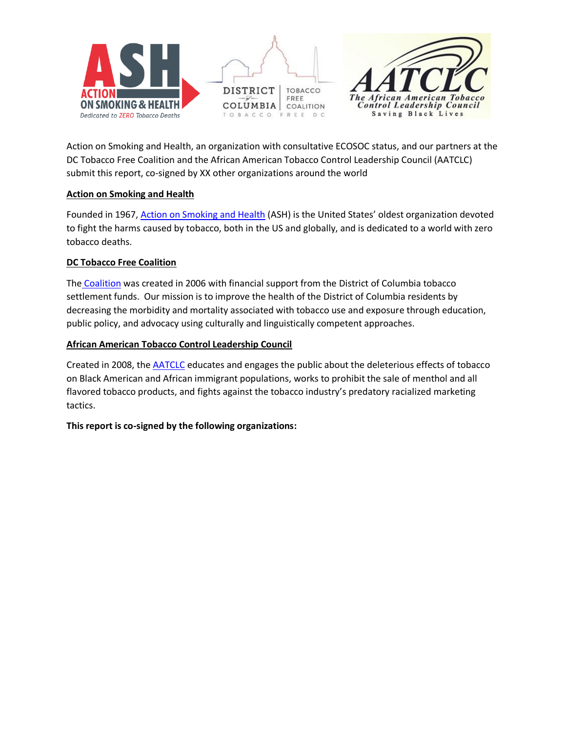Action on Smoking and Health, an organization with consultative ECOSOC status, and our partners at the DC Tobacco Free Coalition and the African American Tobacco Control Leadership Council (AATCLC) submit this report, co-signed by XX other organizations around the world

**Action on Smoking and Health**

Founded in 1967, [Action on Smoking and Health]() (ASH) is the United States' oldest organization devoted to fight the harms caused by tobacco, both in the US and globally, and is dedicated to a world with zero tobacco deaths.

**DC Tobacco Free Coalition**

The [Coalition]() was created in 2006 with financial support from the District of Columbia tobacco settlement funds. Our mission is to improve the health of the District of Columbia residents by decreasing the morbidity and mortality associated with tobacco use and exposure through education, public policy, and advocacy using culturally and linguistically competent approaches.

**African American Tobacco Control Leadership Council**

Created in 2008, the [AATCLC]() educates and engages the public about the deleterious effects of tobacco on Black American and African immigrant populations, works to prohibit the sale of menthol and all flavored tobacco products, and fights against the tobacco industry's predatory racialized marketing tactics.

**This report is co-signed by the following organizations:**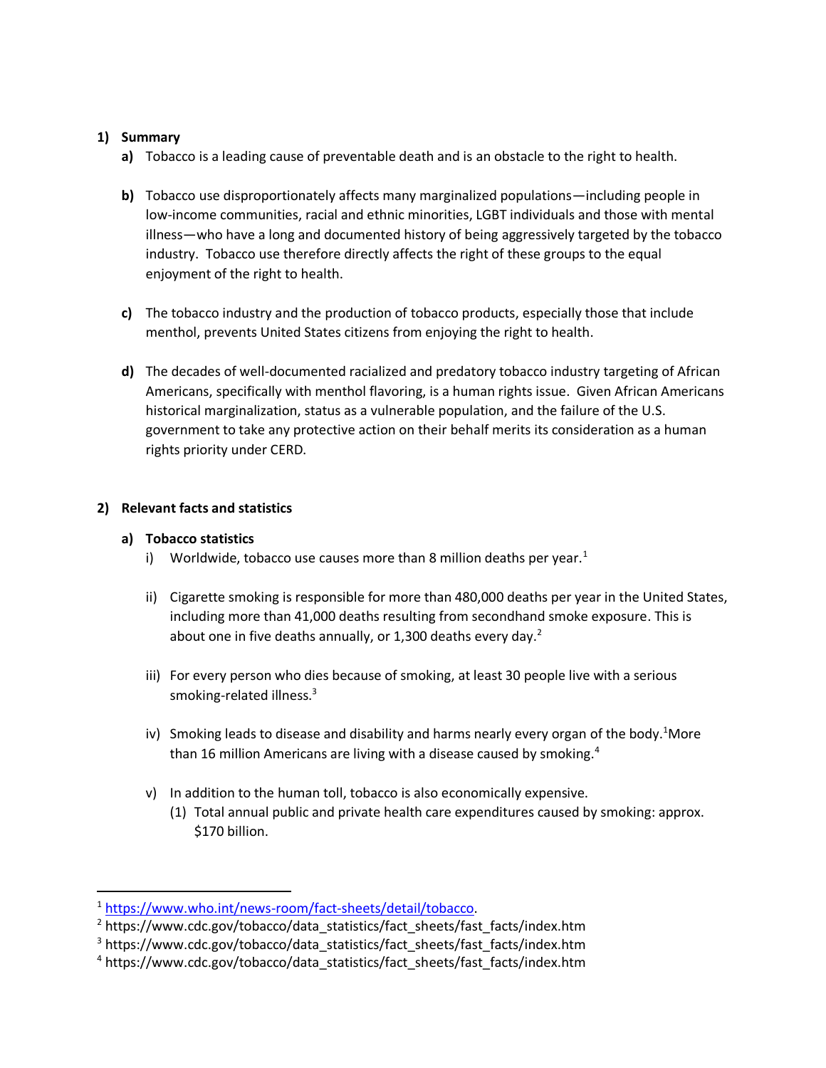1) **Summary**

   a) Tobacco is a leading cause of preventable death and is an obstacle to the right to health.

   b) Tobacco use disproportionately affects many marginalized populations—including people in low-income communities, racial and ethnic minorities, LGBT individuals and those with mental illness—who have a long and documented history of being aggressively targeted by the tobacco industry. Tobacco use therefore directly affects the right of these groups to the equal enjoyment of the right to health.

   c) The tobacco industry and the production of tobacco products, especially those that include menthol, prevents United States citizens from enjoying the right to health.

   d) The decades of well-documented racialized and predatory tobacco industry targeting of African Americans, specifically with menthol flavoring, is a human rights issue. Given African Americans historical marginalization, status as a vulnerable population, and the failure of the U.S. government to take any protective action on their behalf merits its consideration as a human rights priority under CERD.

2) **Relevant facts and statistics**

   a) **Tobacco statistics**

      i) Worldwide, tobacco use causes more than 8 million deaths per year.[1]

      ii) Cigarette smoking is responsible for more than 480,000 deaths per year in the United States, including more than 41,000 deaths resulting from secondhand smoke exposure. This is about one in five deaths annually, or 1,300 deaths every day.[2]

      iii) For every person who dies because of smoking, at least 30 people live with a serious smoking-related illness.[3]

      iv) Smoking leads to disease and disability and harms nearly every organ of the body.[1]More than 16 million Americans are living with a disease caused by smoking.[4]

      v) In addition to the human toll, tobacco is also economically expensive.

         (1) Total annual public and private health care expenditures caused by smoking: approx. $170 billion.

---

[1] https://www.who.int/news-room/fact-sheets/detail/tobacco.

[2] https://www.cdc.gov/tobacco/data_statistics/fact_sheets/fast_facts/index.htm

[3] https://www.cdc.gov/tobacco/data_statistics/fact_sheets/fast_facts/index.htm

[4] https://www.cdc.gov/tobacco/data_statistics/fact_sheets/fast_facts/index.htm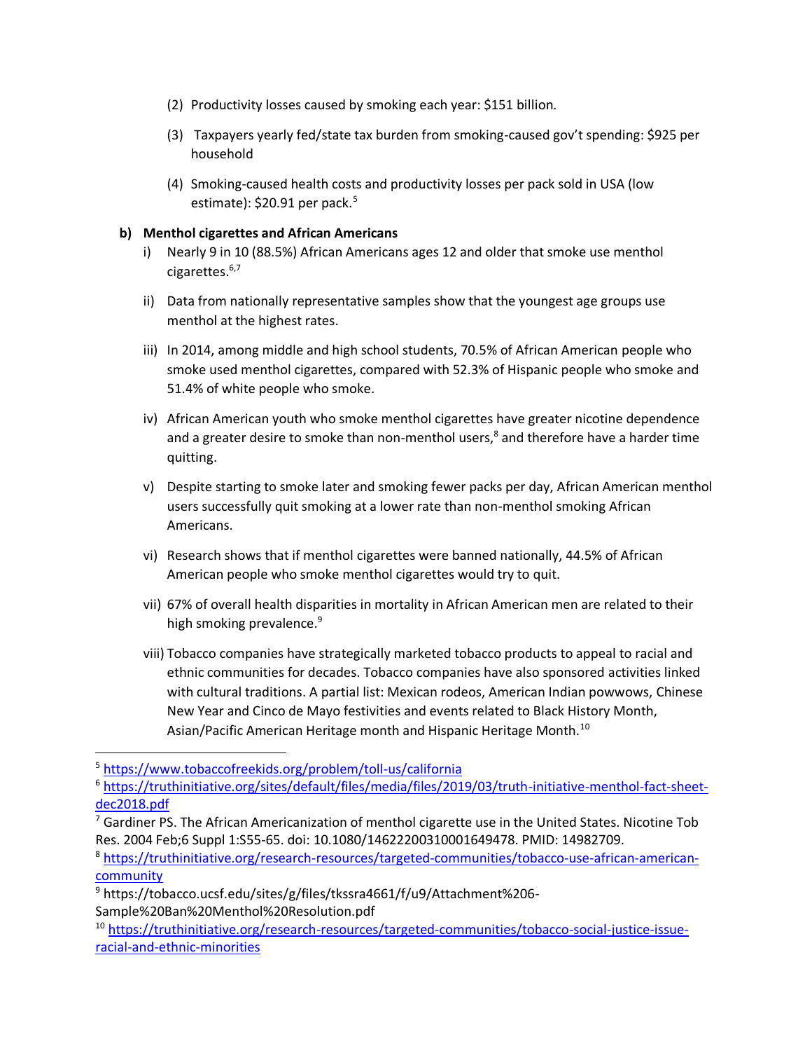(2) Productivity losses caused by smoking each year: $151 billion.

(3) Taxpayers yearly fed/state tax burden from smoking-caused gov't spending: $925 per household

(4) Smoking-caused health costs and productivity losses per pack sold in USA (low estimate): $20.91 per pack.[5]

**b) Menthol cigarettes and African Americans**

i) Nearly 9 in 10 (88.5%) African Americans ages 12 and older that smoke use menthol cigarettes.[6,7]

ii) Data from nationally representative samples show that the youngest age groups use menthol at the highest rates.

iii) In 2014, among middle and high school students, 70.5% of African American people who smoke used menthol cigarettes, compared with 52.3% of Hispanic people who smoke and 51.4% of white people who smoke.

iv) African American youth who smoke menthol cigarettes have greater nicotine dependence and a greater desire to smoke than non-menthol users,[8] and therefore have a harder time quitting.

v) Despite starting to smoke later and smoking fewer packs per day, African American menthol users successfully quit smoking at a lower rate than non-menthol smoking African Americans.

vi) Research shows that if menthol cigarettes were banned nationally, 44.5% of African American people who smoke menthol cigarettes would try to quit.

vii) 67% of overall health disparities in mortality in African American men are related to their high smoking prevalence.[9]

viii) Tobacco companies have strategically marketed tobacco products to appeal to racial and ethnic communities for decades. Tobacco companies have also sponsored activities linked with cultural traditions. A partial list: Mexican rodeos, American Indian powwows, Chinese New Year and Cinco de Mayo festivities and events related to Black History Month, Asian/Pacific American Heritage month and Hispanic Heritage Month.[10]

---

[5] https://www.tobaccofreekids.org/problem/toll-us/california

[6] https://truthinitiative.org/sites/default/files/media/files/2019/03/truth-initiative-menthol-fact-sheet-dec2018.pdf

[7] Gardiner PS. The African Americanization of menthol cigarette use in the United States. Nicotine Tob Res. 2004 Feb;6 Suppl 1:S55-65. doi: 10.1080/14622200310001649478. PMID: 14982709.

[8] https://truthinitiative.org/research-resources/targeted-communities/tobacco-use-african-american-community

[9] https://tobacco.ucsf.edu/sites/g/files/tkssra4661/f/u9/Attachment%206-Sample%20Ban%20Menthol%20Resolution.pdf

[10] https://truthinitiative.org/research-resources/targeted-communities/tobacco-social-justice-issue-racial-and-ethnic-minorities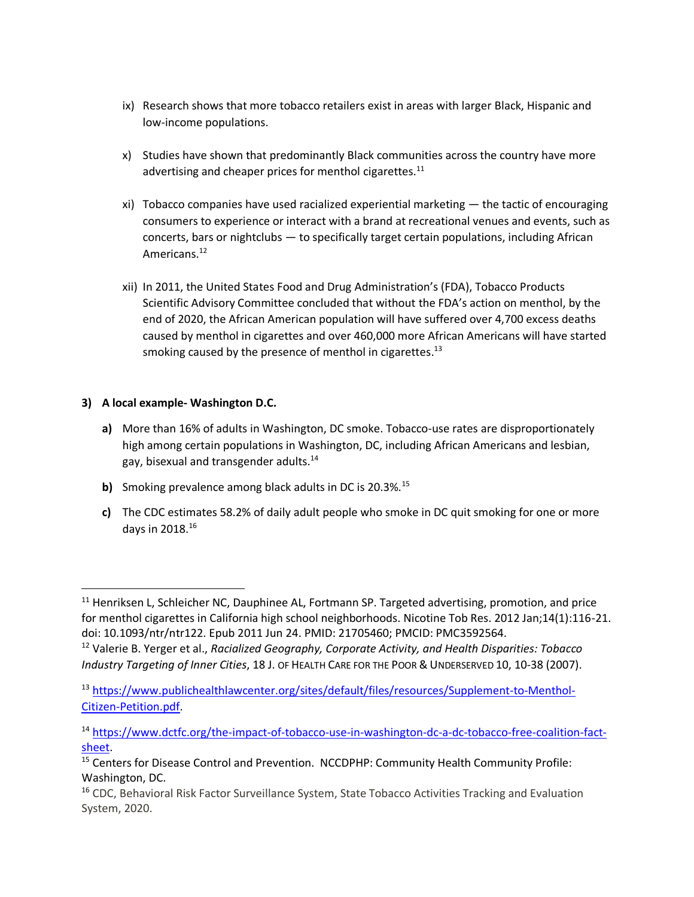ix) Research shows that more tobacco retailers exist in areas with larger Black, Hispanic and low-income populations.

x) Studies have shown that predominantly Black communities across the country have more advertising and cheaper prices for menthol cigarettes.[11]

xi) Tobacco companies have used racialized experiential marketing — the tactic of encouraging consumers to experience or interact with a brand at recreational venues and events, such as concerts, bars or nightclubs — to specifically target certain populations, including African Americans.[12]

xii) In 2011, the United States Food and Drug Administration's (FDA), Tobacco Products Scientific Advisory Committee concluded that without the FDA's action on menthol, by the end of 2020, the African American population will have suffered over 4,700 excess deaths caused by menthol in cigarettes and over 460,000 more African Americans will have started smoking caused by the presence of menthol in cigarettes.[13]

**3) A local example- Washington D.C.**

**a)** More than 16% of adults in Washington, DC smoke. Tobacco-use rates are disproportionately high among certain populations in Washington, DC, including African Americans and lesbian, gay, bisexual and transgender adults.[14]

**b)** Smoking prevalence among black adults in DC is 20.3%.[15]

**c)** The CDC estimates 58.2% of daily adult people who smoke in DC quit smoking for one or more days in 2018.[16]

---

[11] Henriksen L, Schleicher NC, Dauphinee AL, Fortmann SP. Targeted advertising, promotion, and price for menthol cigarettes in California high school neighborhoods. Nicotine Tob Res. 2012 Jan;14(1):116-21. doi: 10.1093/ntr/ntr122. Epub 2011 Jun 24. PMID: 21705460; PMCID: PMC3592564.

[12] Valerie B. Yerger et al., *Racialized Geography, Corporate Activity, and Health Disparities: Tobacco Industry Targeting of Inner Cities*, 18 J. OF HEALTH CARE FOR THE POOR & UNDERSERVED 10, 10-38 (2007).

[13] https://www.publichealthlawcenter.org/sites/default/files/resources/Supplement-to-Menthol-Citizen-Petition.pdf.

[14] https://www.dctfc.org/the-impact-of-tobacco-use-in-washington-dc-a-dc-tobacco-free-coalition-fact-sheet.

[15] Centers for Disease Control and Prevention. NCCDPHP: Community Health Community Profile: Washington, DC.

[16] CDC, Behavioral Risk Factor Surveillance System, State Tobacco Activities Tracking and Evaluation System, 2020.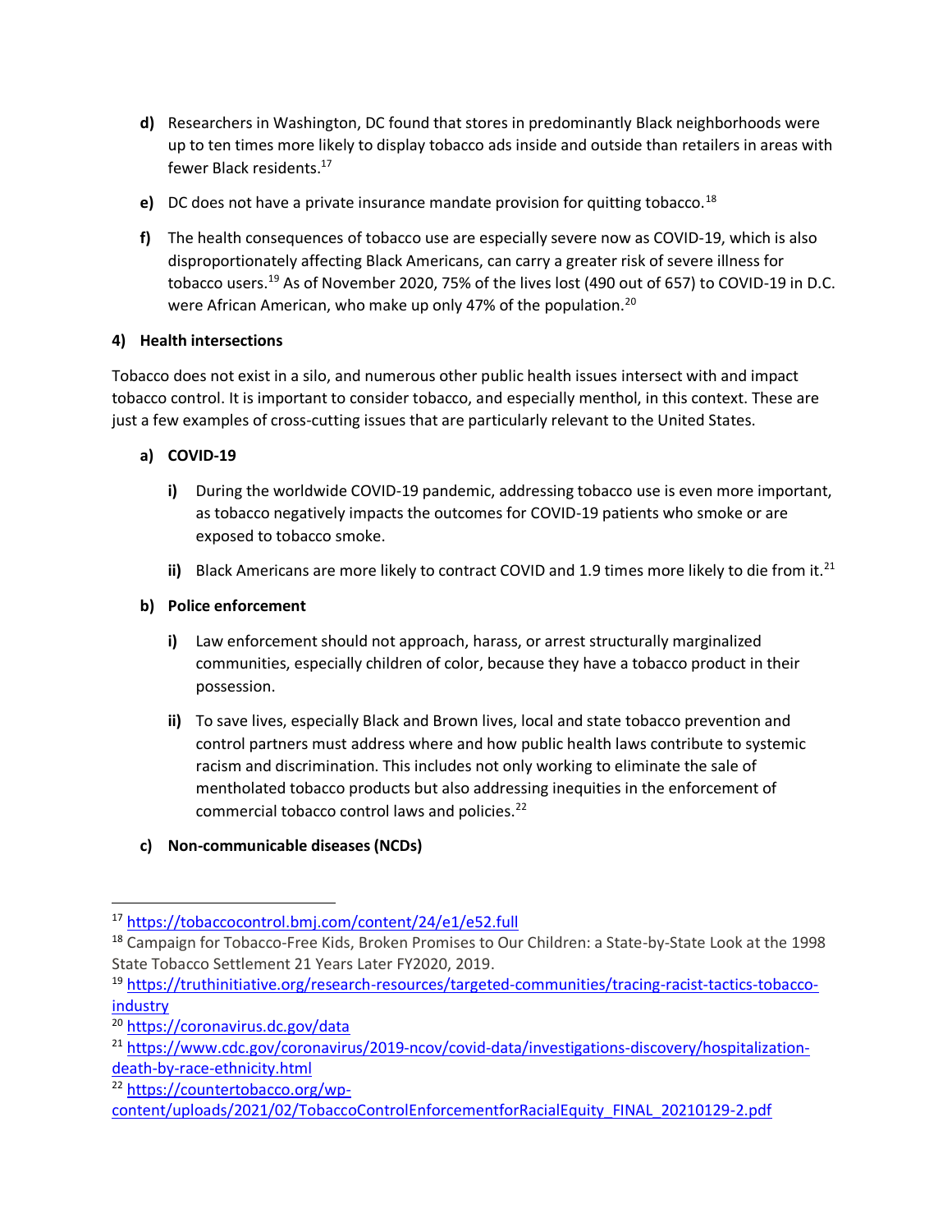**d)** Researchers in Washington, DC found that stores in predominantly Black neighborhoods were up to ten times more likely to display tobacco ads inside and outside than retailers in areas with fewer Black residents.[17]

**e)** DC does not have a private insurance mandate provision for quitting tobacco.[18]

**f)** The health consequences of tobacco use are especially severe now as COVID-19, which is also disproportionately affecting Black Americans, can carry a greater risk of severe illness for tobacco users.[19] As of November 2020, 75% of the lives lost (490 out of 657) to COVID-19 in D.C. were African American, who make up only 47% of the population.[20]

### 4) Health intersections

Tobacco does not exist in a silo, and numerous other public health issues intersect with and impact tobacco control. It is important to consider tobacco, and especially menthol, in this context. These are just a few examples of cross-cutting issues that are particularly relevant to the United States.

#### a) COVID-19

**i)** During the worldwide COVID-19 pandemic, addressing tobacco use is even more important, as tobacco negatively impacts the outcomes for COVID-19 patients who smoke or are exposed to tobacco smoke.

**ii)** Black Americans are more likely to contract COVID and 1.9 times more likely to die from it.[21]

#### b) Police enforcement

**i)** Law enforcement should not approach, harass, or arrest structurally marginalized communities, especially children of color, because they have a tobacco product in their possession.

**ii)** To save lives, especially Black and Brown lives, local and state tobacco prevention and control partners must address where and how public health laws contribute to systemic racism and discrimination. This includes not only working to eliminate the sale of mentholated tobacco products but also addressing inequities in the enforcement of commercial tobacco control laws and policies.[22]

#### c) Non-communicable diseases (NCDs)

---

[17] https://tobaccocontrol.bmj.com/content/24/e1/e52.full

[18] Campaign for Tobacco-Free Kids, Broken Promises to Our Children: a State-by-State Look at the 1998 State Tobacco Settlement 21 Years Later FY2020, 2019.

[19] https://truthinitiative.org/research-resources/targeted-communities/tracing-racist-tactics-tobacco-industry

[20] https://coronavirus.dc.gov/data

[21] https://www.cdc.gov/coronavirus/2019-ncov/covid-data/investigations-discovery/hospitalization-death-by-race-ethnicity.html

[22] https://countertobacco.org/wp-content/uploads/2021/02/TobaccoControlEnforcementforRacialEquity_FINAL_20210129-2.pdf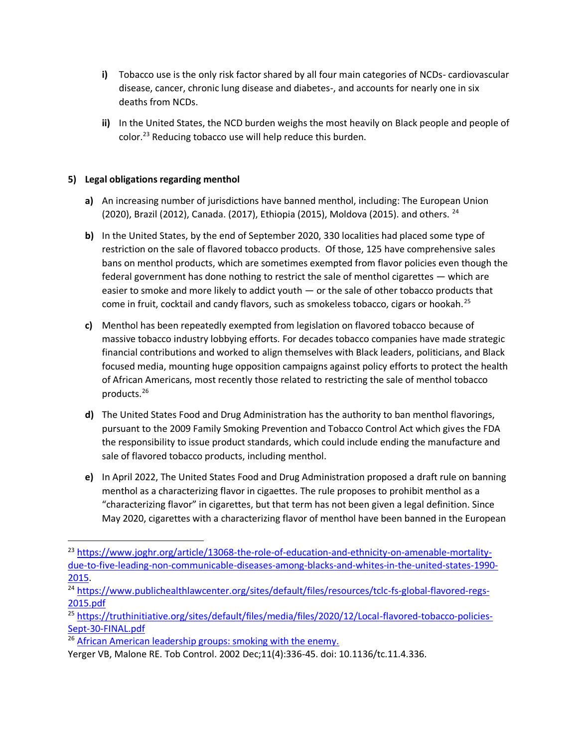i) Tobacco use is the only risk factor shared by all four main categories of NCDs- cardiovascular disease, cancer, chronic lung disease and diabetes-, and accounts for nearly one in six deaths from NCDs.

ii) In the United States, the NCD burden weighs the most heavily on Black people and people of color.[23] Reducing tobacco use will help reduce this burden.

**5) Legal obligations regarding menthol**

a) An increasing number of jurisdictions have banned menthol, including: The European Union (2020), Brazil (2012), Canada. (2017), Ethiopia (2015), Moldova (2015). and others. [24]

b) In the United States, by the end of September 2020, 330 localities had placed some type of restriction on the sale of flavored tobacco products. Of those, 125 have comprehensive sales bans on menthol products, which are sometimes exempted from flavor policies even though the federal government has done nothing to restrict the sale of menthol cigarettes — which are easier to smoke and more likely to addict youth — or the sale of other tobacco products that come in fruit, cocktail and candy flavors, such as smokeless tobacco, cigars or hookah.[25]

c) Menthol has been repeatedly exempted from legislation on flavored tobacco because of massive tobacco industry lobbying efforts. For decades tobacco companies have made strategic financial contributions and worked to align themselves with Black leaders, politicians, and Black focused media, mounting huge opposition campaigns against policy efforts to protect the health of African Americans, most recently those related to restricting the sale of menthol tobacco products.[26]

d) The United States Food and Drug Administration has the authority to ban menthol flavorings, pursuant to the 2009 Family Smoking Prevention and Tobacco Control Act which gives the FDA the responsibility to issue product standards, which could include ending the manufacture and sale of flavored tobacco products, including menthol.

e) In April 2022, The United States Food and Drug Administration proposed a draft rule on banning menthol as a characterizing flavor in cigaettes. The rule proposes to prohibit menthol as a "characterizing flavor" in cigarettes, but that term has not been given a legal definition. Since May 2020, cigarettes with a characterizing flavor of menthol have been banned in the European

---

[23] https://www.joghr.org/article/13068-the-role-of-education-and-ethnicity-on-amenable-mortality-due-to-five-leading-non-communicable-diseases-among-blacks-and-whites-in-the-united-states-1990-2015.

[24] https://www.publichealthlawcenter.org/sites/default/files/resources/tclc-fs-global-flavored-regs-2015.pdf

[25] https://truthinitiative.org/sites/default/files/media/files/2020/12/Local-flavored-tobacco-policies-Sept-30-FINAL.pdf

[26] African American leadership groups: smoking with the enemy.
Yerger VB, Malone RE. Tob Control. 2002 Dec;11(4):336-45. doi: 10.1136/tc.11.4.336.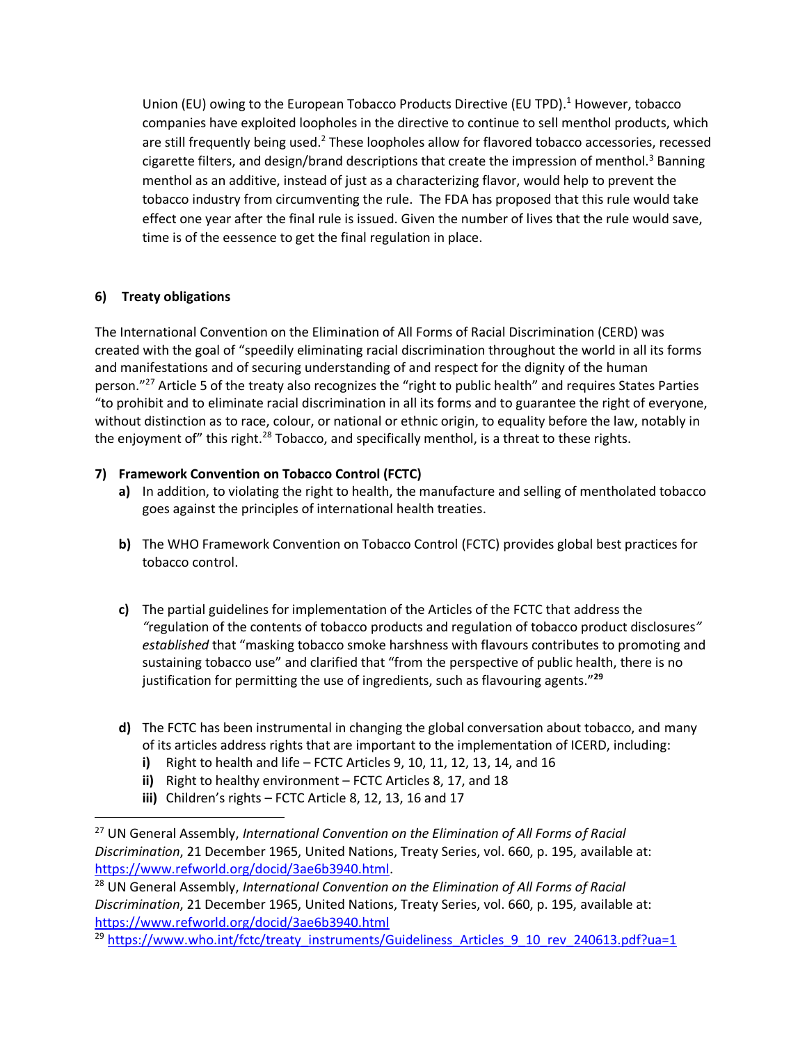Union (EU) owing to the European Tobacco Products Directive (EU TPD).[1] However, tobacco companies have exploited loopholes in the directive to continue to sell menthol products, which are still frequently being used.[2] These loopholes allow for flavored tobacco accessories, recessed cigarette filters, and design/brand descriptions that create the impression of menthol.[3] Banning menthol as an additive, instead of just as a characterizing flavor, would help to prevent the tobacco industry from circumventing the rule. The FDA has proposed that this rule would take effect one year after the final rule is issued. Given the number of lives that the rule would save, time is of the eessence to get the final regulation in place.

**6) Treaty obligations**

The International Convention on the Elimination of All Forms of Racial Discrimination (CERD) was created with the goal of "speedily eliminating racial discrimination throughout the world in all its forms and manifestations and of securing understanding of and respect for the dignity of the human person."[27] Article 5 of the treaty also recognizes the "right to public health" and requires States Parties "to prohibit and to eliminate racial discrimination in all its forms and to guarantee the right of everyone, without distinction as to race, colour, or national or ethnic origin, to equality before the law, notably in the enjoyment of" this right.[28] Tobacco, and specifically menthol, is a threat to these rights.

**7) Framework Convention on Tobacco Control (FCTC)**

- **a)** In addition, to violating the right to health, the manufacture and selling of mentholated tobacco goes against the principles of international health treaties.
- **b)** The WHO Framework Convention on Tobacco Control (FCTC) provides global best practices for tobacco control.
- **c)** The partial guidelines for implementation of the Articles of the FCTC that address the *"*regulation of the contents of tobacco products and regulation of tobacco product disclosures*" established* that "masking tobacco smoke harshness with flavours contributes to promoting and sustaining tobacco use" and clarified that "from the perspective of public health, there is no justification for permitting the use of ingredients, such as flavouring agents."**[29]**
- **d)** The FCTC has been instrumental in changing the global conversation about tobacco, and many of its articles address rights that are important to the implementation of ICERD, including:
  - **i)** Right to health and life – FCTC Articles 9, 10, 11, 12, 13, 14, and 16
  - **ii)** Right to healthy environment – FCTC Articles 8, 17, and 18
  - **iii)** Children's rights – FCTC Article 8, 12, 13, 16 and 17

---

[27] UN General Assembly, *International Convention on the Elimination of All Forms of Racial Discrimination*, 21 December 1965, United Nations, Treaty Series, vol. 660, p. 195, available at: https://www.refworld.org/docid/3ae6b3940.html.

[28] UN General Assembly, *International Convention on the Elimination of All Forms of Racial Discrimination*, 21 December 1965, United Nations, Treaty Series, vol. 660, p. 195, available at: https://www.refworld.org/docid/3ae6b3940.html

[29] https://www.who.int/fctc/treaty_instruments/Guideliness_Articles_9_10_rev_240613.pdf?ua=1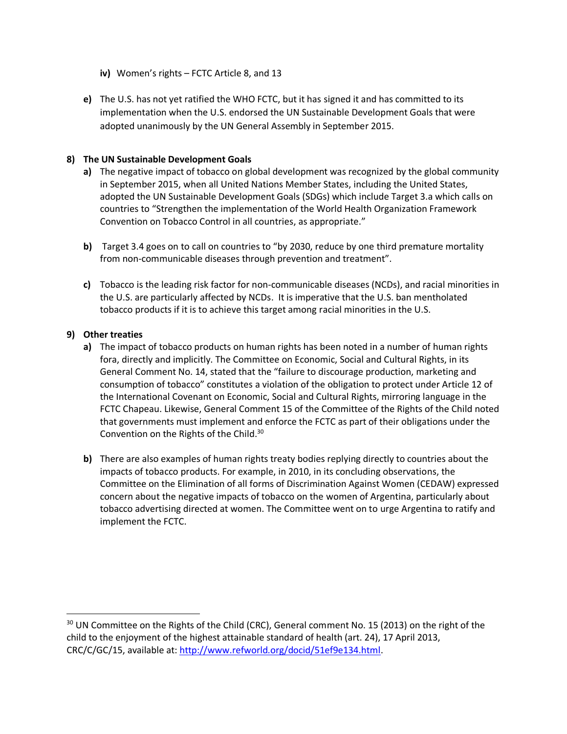iv) Women's rights – FCTC Article 8, and 13

e) The U.S. has not yet ratified the WHO FCTC, but it has signed it and has committed to its implementation when the U.S. endorsed the UN Sustainable Development Goals that were adopted unanimously by the UN General Assembly in September 2015.

**8) The UN Sustainable Development Goals**

a) The negative impact of tobacco on global development was recognized by the global community in September 2015, when all United Nations Member States, including the United States, adopted the UN Sustainable Development Goals (SDGs) which include Target 3.a which calls on countries to "Strengthen the implementation of the World Health Organization Framework Convention on Tobacco Control in all countries, as appropriate."

b) Target 3.4 goes on to call on countries to "by 2030, reduce by one third premature mortality from non-communicable diseases through prevention and treatment".

c) Tobacco is the leading risk factor for non-communicable diseases (NCDs), and racial minorities in the U.S. are particularly affected by NCDs. It is imperative that the U.S. ban mentholated tobacco products if it is to achieve this target among racial minorities in the U.S.

**9) Other treaties**

a) The impact of tobacco products on human rights has been noted in a number of human rights fora, directly and implicitly. The Committee on Economic, Social and Cultural Rights, in its General Comment No. 14, stated that the "failure to discourage production, marketing and consumption of tobacco" constitutes a violation of the obligation to protect under Article 12 of the International Covenant on Economic, Social and Cultural Rights, mirroring language in the FCTC Chapeau. Likewise, General Comment 15 of the Committee of the Rights of the Child noted that governments must implement and enforce the FCTC as part of their obligations under the Convention on the Rights of the Child.[30]

b) There are also examples of human rights treaty bodies replying directly to countries about the impacts of tobacco products. For example, in 2010, in its concluding observations, the Committee on the Elimination of all forms of Discrimination Against Women (CEDAW) expressed concern about the negative impacts of tobacco on the women of Argentina, particularly about tobacco advertising directed at women. The Committee went on to urge Argentina to ratify and implement the FCTC.

---

[30] UN Committee on the Rights of the Child (CRC), General comment No. 15 (2013) on the right of the child to the enjoyment of the highest attainable standard of health (art. 24), 17 April 2013, CRC/C/GC/15, available at: http://www.refworld.org/docid/51ef9e134.html.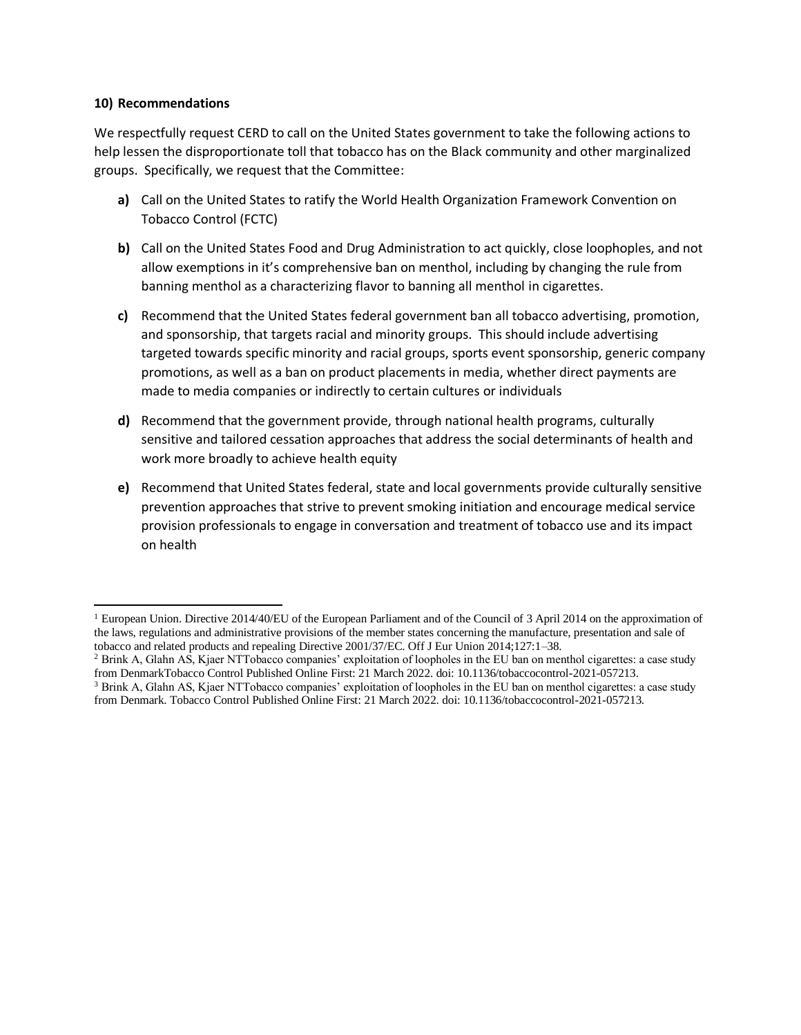**10) Recommendations**

We respectfully request CERD to call on the United States government to take the following actions to help lessen the disproportionate toll that tobacco has on the Black community and other marginalized groups. Specifically, we request that the Committee:

**a)** Call on the United States to ratify the World Health Organization Framework Convention on Tobacco Control (FCTC)

**b)** Call on the United States Food and Drug Administration to act quickly, close loophoples, and not allow exemptions in it's comprehensive ban on menthol, including by changing the rule from banning menthol as a characterizing flavor to banning all menthol in cigarettes.

**c)** Recommend that the United States federal government ban all tobacco advertising, promotion, and sponsorship, that targets racial and minority groups. This should include advertising targeted towards specific minority and racial groups, sports event sponsorship, generic company promotions, as well as a ban on product placements in media, whether direct payments are made to media companies or indirectly to certain cultures or individuals

**d)** Recommend that the government provide, through national health programs, culturally sensitive and tailored cessation approaches that address the social determinants of health and work more broadly to achieve health equity

**e)** Recommend that United States federal, state and local governments provide culturally sensitive prevention approaches that strive to prevent smoking initiation and encourage medical service provision professionals to engage in conversation and treatment of tobacco use and its impact on health

---

[1] European Union. Directive 2014/40/EU of the European Parliament and of the Council of 3 April 2014 on the approximation of the laws, regulations and administrative provisions of the member states concerning the manufacture, presentation and sale of tobacco and related products and repealing Directive 2001/37/EC. Off J Eur Union 2014;127:1–38.

[2] Brink A, Glahn AS, Kjaer NTTobacco companies' exploitation of loopholes in the EU ban on menthol cigarettes: a case study from DenmarkTobacco Control Published Online First: 21 March 2022. doi: 10.1136/tobaccocontrol-2021-057213.

[3] Brink A, Glahn AS, Kjaer NTTobacco companies' exploitation of loopholes in the EU ban on menthol cigarettes: a case study from Denmark. Tobacco Control Published Online First: 21 March 2022. doi: 10.1136/tobaccocontrol-2021-057213.